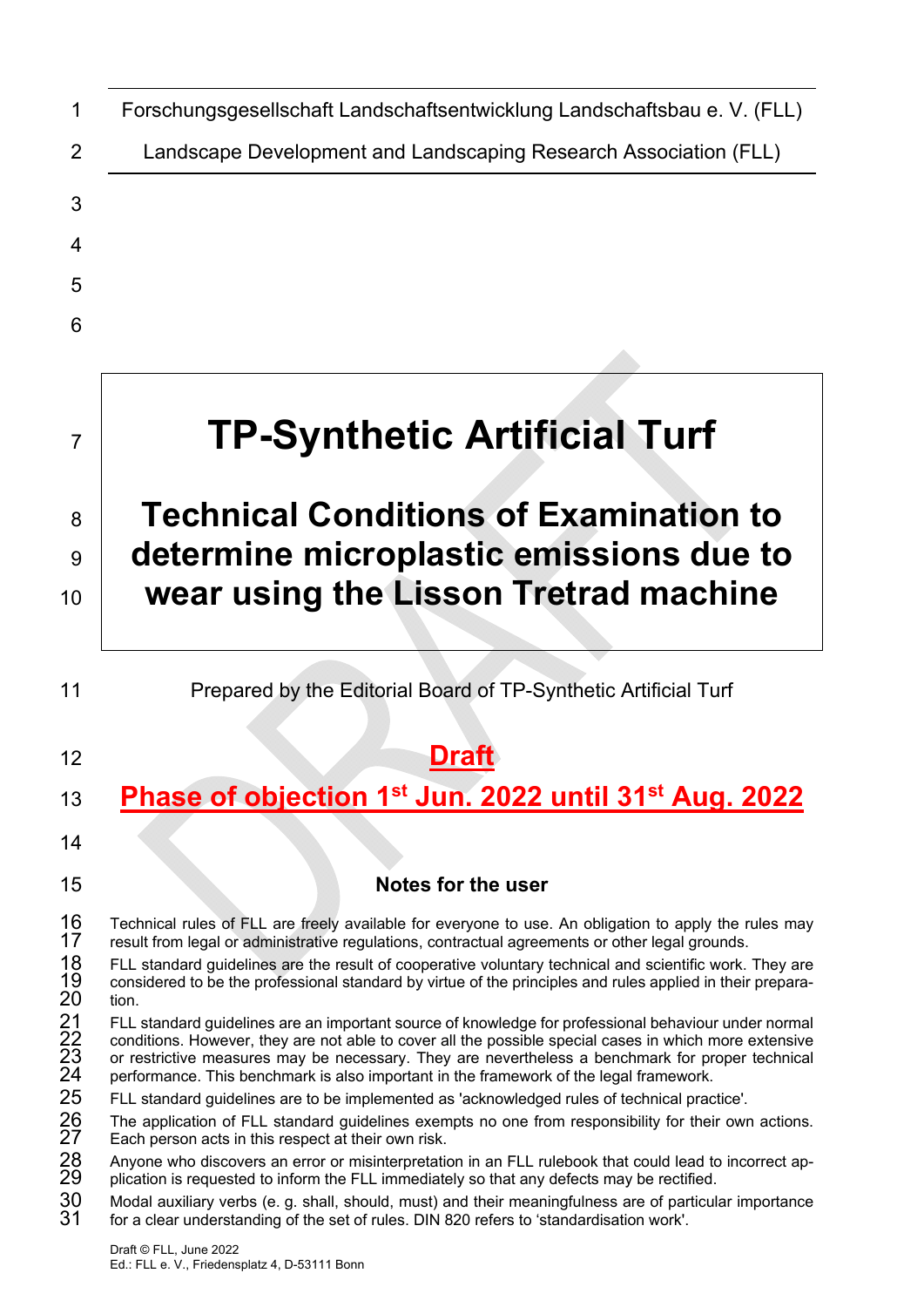Forschungsgesellschaft Landschaftsentwicklung Landschaftsbau e. V. (FLL)

Landscape Development and Landscaping Research Association (FLL)

# TP-Synthetic Artificial Turf

# Technical Conditions of Examination to determine microplastic emissions due to wear using the Lisson Tretrad machine

Prepared by the Editorial Board of TP-Synthetic Artificial Turf

**Draft**

**Phase of objection 1st Jun. 2022 until 31st Aug. 2022**

## Notes for the user

Technical rules of FLL are freely available for everyone to use. An obligation to apply the rules may result from legal or administrative regulations, contractual agreements or other legal grounds.

FLL standard guidelines are the result of cooperative voluntary technical and scientific work. They are considered to be the professional standard by virtue of the principles and rules applied in their preparation.

FLL standard guidelines are an important source of knowledge for professional behaviour under normal conditions. However, they are not able to cover all the possible special cases in which more extensive or restrictive measures may be necessary. They are nevertheless a benchmark for proper technical performance. This benchmark is also important in the framework of the legal framework.

FLL standard guidelines are to be implemented as 'acknowledged rules of technical practice'.

The application of FLL standard guidelines exempts no one from responsibility for their own actions. Each person acts in this respect at their own risk.

Anyone who discovers an error or misinterpretation in an FLL rulebook that could lead to incorrect application is requested to inform the FLL immediately so that any defects may be rectified.

Modal auxiliary verbs (e. g. shall, should, must) and their meaningfulness are of particular importance for a clear understanding of the set of rules. DIN 820 refers to 'standardisation work'.

Draft © FLL, June 2022
Ed.: FLL e. V., Friedensplatz 4, D-53111 Bonn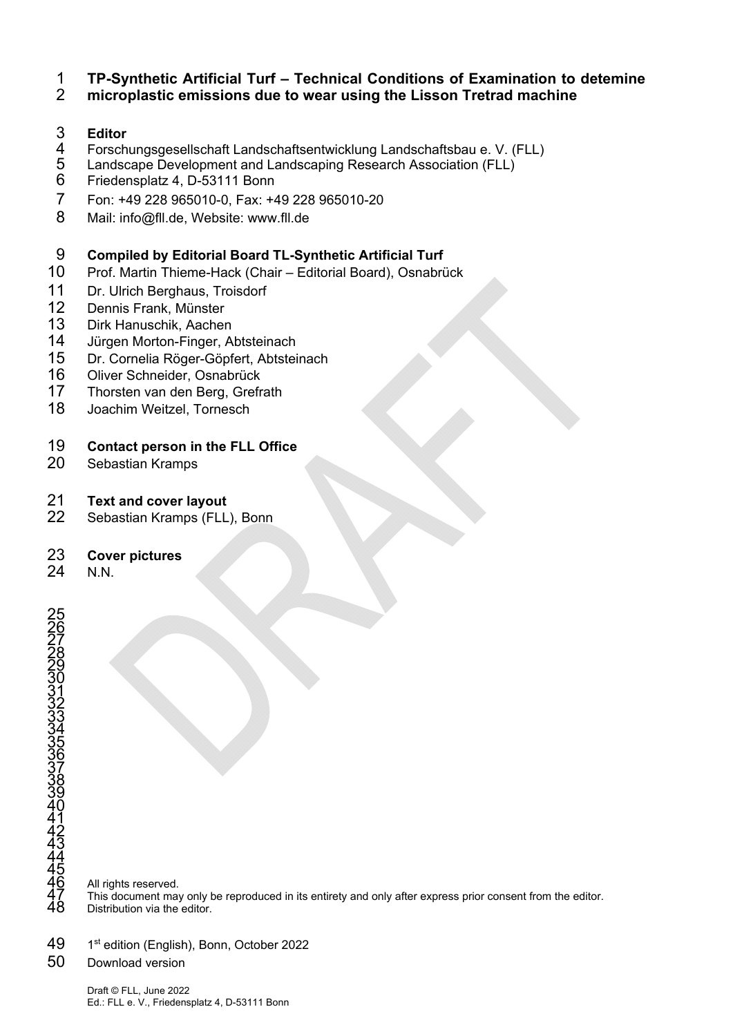**TP-Synthetic Artificial Turf – Technical Conditions of Examination to detemine microplastic emissions due to wear using the Lisson Tretrad machine**

**Editor**
Forschungsgesellschaft Landschaftsentwicklung Landschaftsbau e. V. (FLL)
Landscape Development and Landscaping Research Association (FLL)
Friedensplatz 4, D-53111 Bonn
Fon: +49 228 965010-0, Fax: +49 228 965010-20
Mail: info@fll.de, Website: www.fll.de

**Compiled by Editorial Board TL-Synthetic Artificial Turf**
Prof. Martin Thieme-Hack (Chair – Editorial Board), Osnabrück
Dr. Ulrich Berghaus, Troisdorf
Dennis Frank, Münster
Dirk Hanuschik, Aachen
Jürgen Morton-Finger, Abtsteinach
Dr. Cornelia Röger-Göpfert, Abtsteinach
Oliver Schneider, Osnabrück
Thorsten van den Berg, Grefrath
Joachim Weitzel, Tornesch

**Contact person in the FLL Office**
Sebastian Kramps

**Text and cover layout**
Sebastian Kramps (FLL), Bonn

**Cover pictures**
N.N.

All rights reserved.
This document may only be reproduced in its entirety and only after express prior consent from the editor.
Distribution via the editor.

1st edition (English), Bonn, October 2022
Download version

Draft © FLL, June 2022
Ed.: FLL e. V., Friedensplatz 4, D-53111 Bonn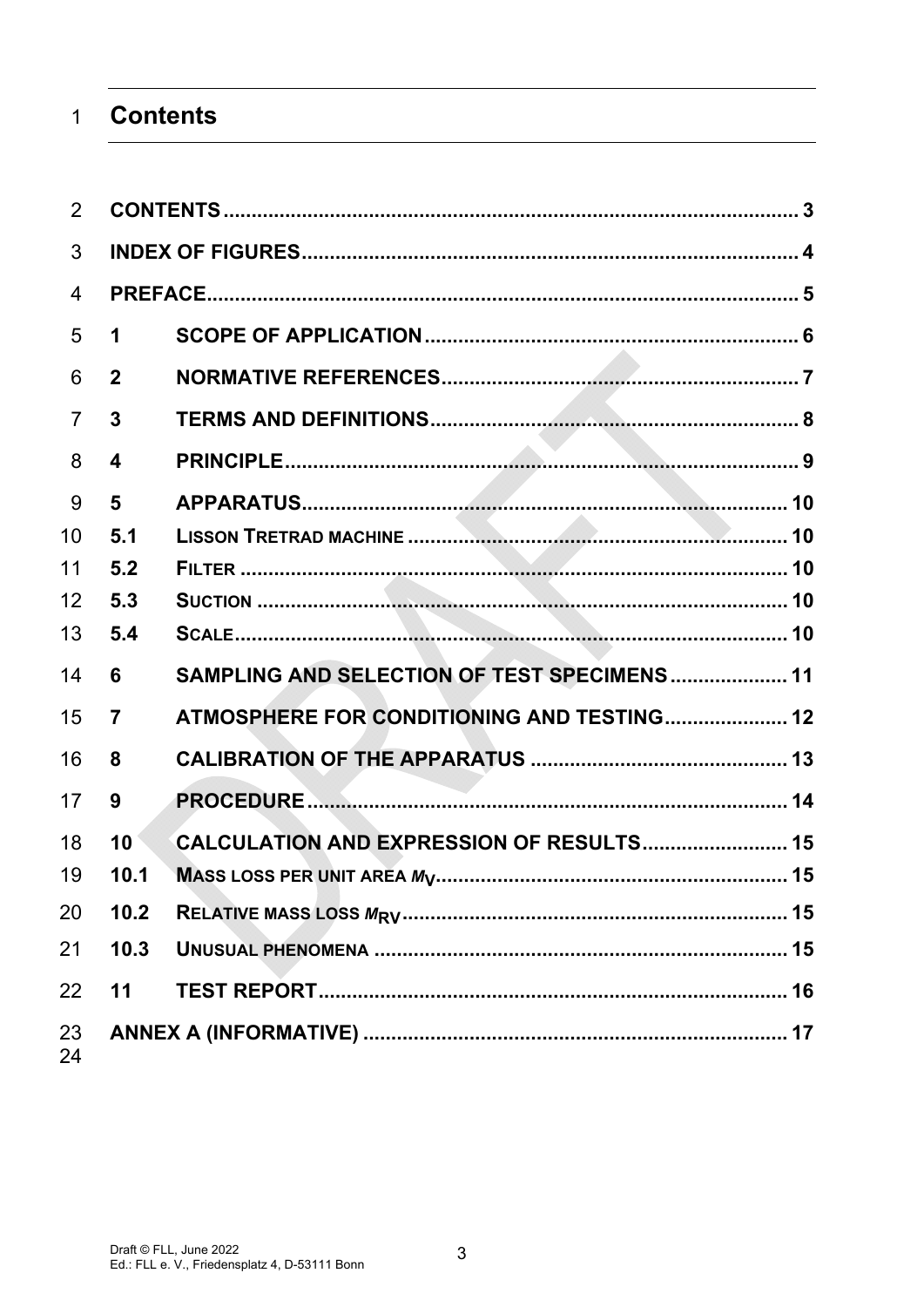# Contents

CONTENTS ........ 3

INDEX OF FIGURES ........ 4

PREFACE ........ 5

1 SCOPE OF APPLICATION ........ 6

2 NORMATIVE REFERENCES ........ 7

3 TERMS AND DEFINITIONS ........ 8

4 PRINCIPLE ........ 9

5 APPARATUS ........ 10

5.1 LISSON TRETRAD MACHINE ........ 10

5.2 FILTER ........ 10

5.3 SUCTION ........ 10

5.4 SCALE ........ 10

6 SAMPLING AND SELECTION OF TEST SPECIMENS ........ 11

7 ATMOSPHERE FOR CONDITIONING AND TESTING ........ 12

8 CALIBRATION OF THE APPARATUS ........ 13

9 PROCEDURE ........ 14

10 CALCULATION AND EXPRESSION OF RESULTS ........ 15

10.1 MASS LOSS PER UNIT AREA $M_V$ ........ 15

10.2 RELATIVE MASS LOSS $M_{RV}$ ........ 15

10.3 UNUSUAL PHENOMENA ........ 15

11 TEST REPORT ........ 16

ANNEX A (INFORMATIVE) ........ 17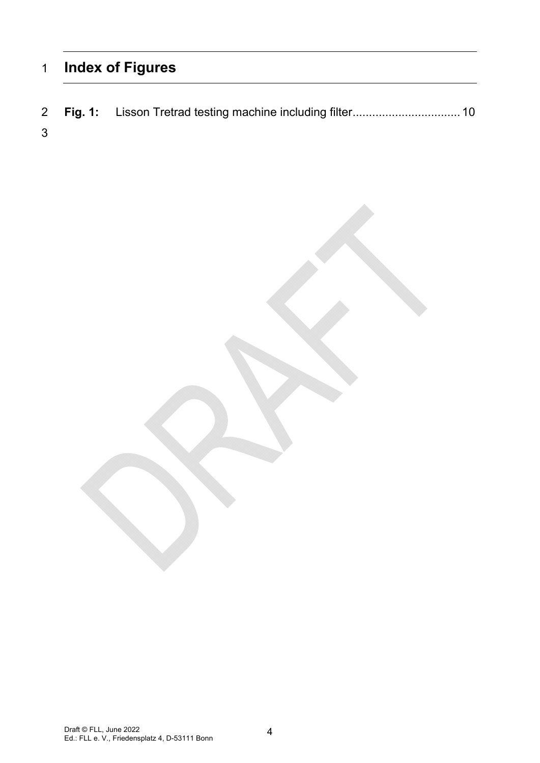# Index of Figures

**Fig. 1:** Lisson Tretrad testing machine including filter................................ 10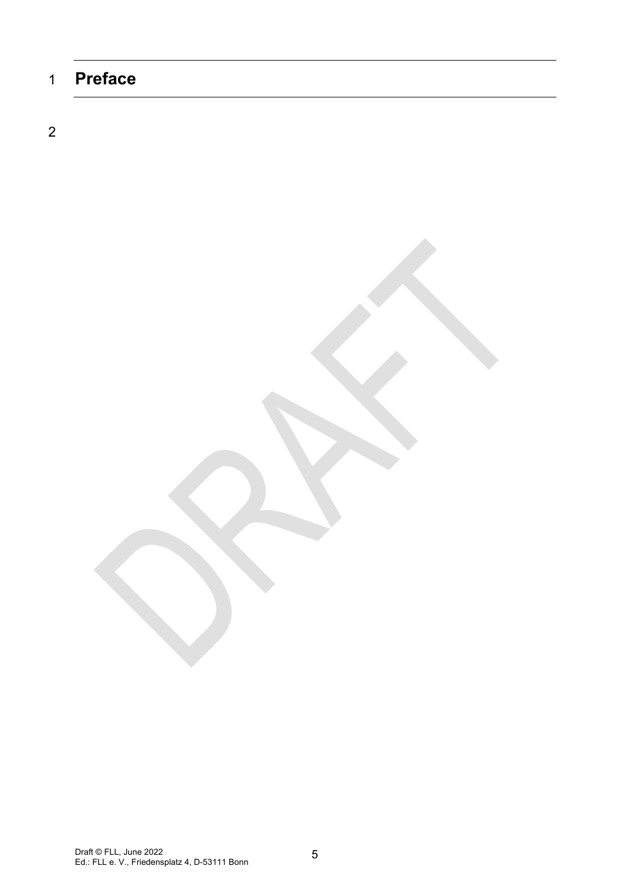# Preface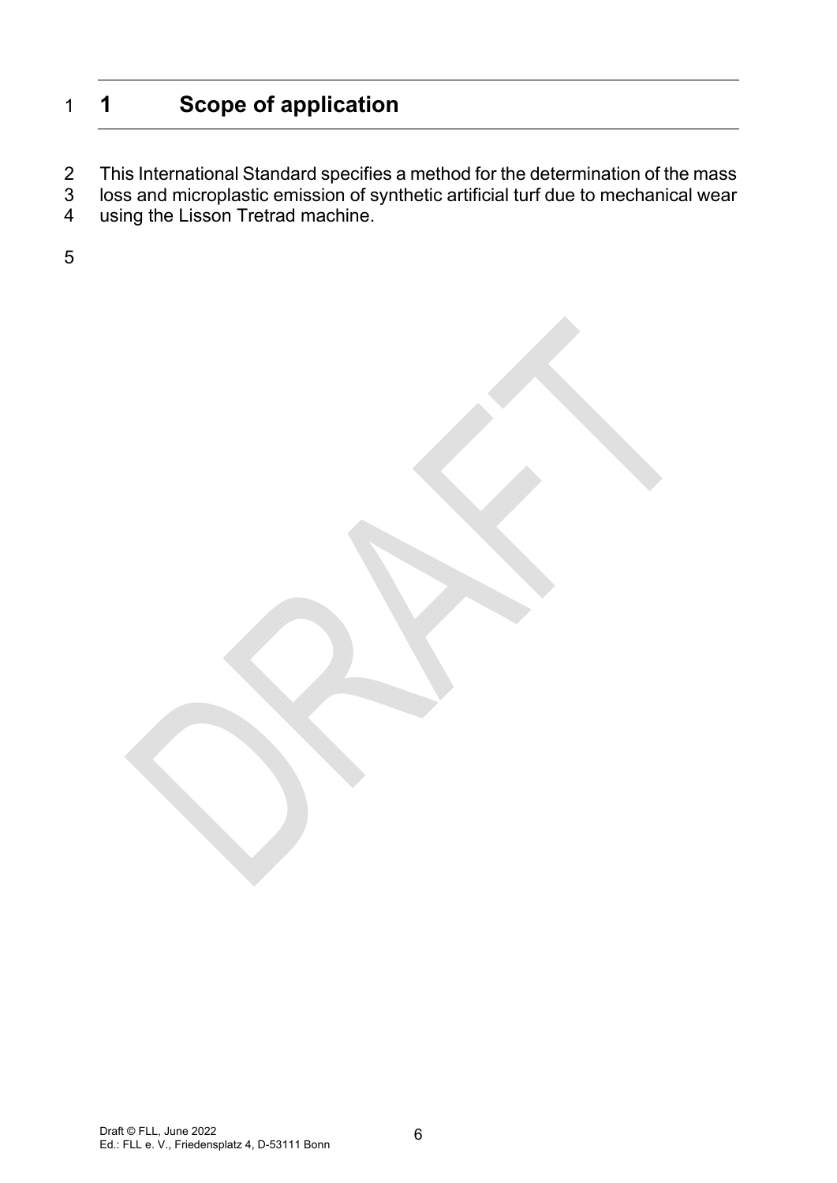# 1 Scope of application

This International Standard specifies a method for the determination of the mass loss and microplastic emission of synthetic artificial turf due to mechanical wear using the Lisson Tretrad machine.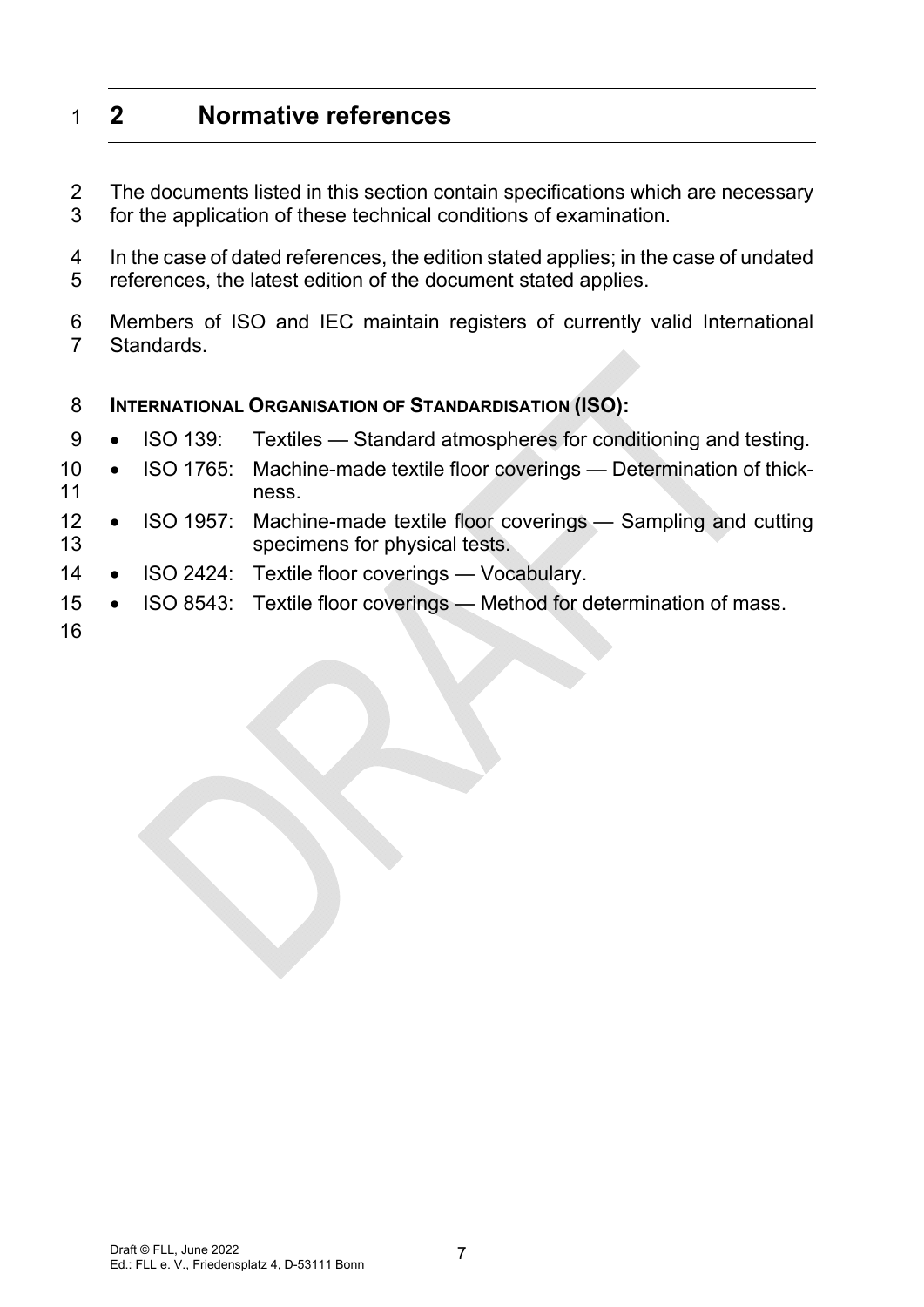## 2 Normative references

The documents listed in this section contain specifications which are necessary for the application of these technical conditions of examination.

In the case of dated references, the edition stated applies; in the case of undated references, the latest edition of the document stated applies.

Members of ISO and IEC maintain registers of currently valid International Standards.

**INTERNATIONAL ORGANISATION OF STANDARDISATION (ISO):**

- ISO 139: Textiles — Standard atmospheres for conditioning and testing.
- ISO 1765: Machine-made textile floor coverings — Determination of thickness.
- ISO 1957: Machine-made textile floor coverings — Sampling and cutting specimens for physical tests.
- ISO 2424: Textile floor coverings — Vocabulary.
- ISO 8543: Textile floor coverings — Method for determination of mass.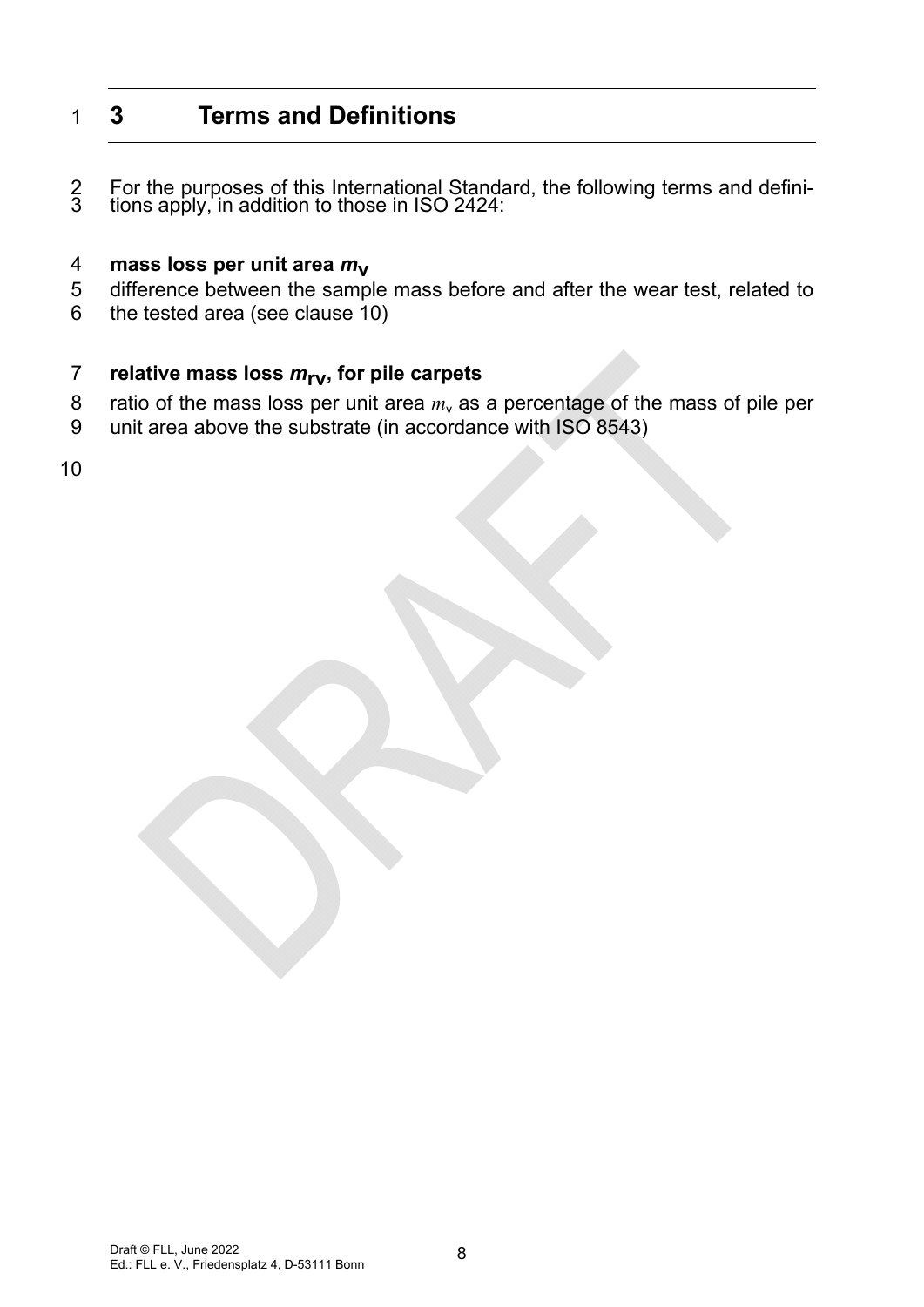# 3 Terms and Definitions

For the purposes of this International Standard, the following terms and definitions apply, in addition to those in ISO 2424:

**mass loss per unit area $m_v$**
difference between the sample mass before and after the wear test, related to the tested area (see clause 10)

**relative mass loss $m_{rv}$, for pile carpets**
ratio of the mass loss per unit area $m_v$ as a percentage of the mass of pile per unit area above the substrate (in accordance with ISO 8543)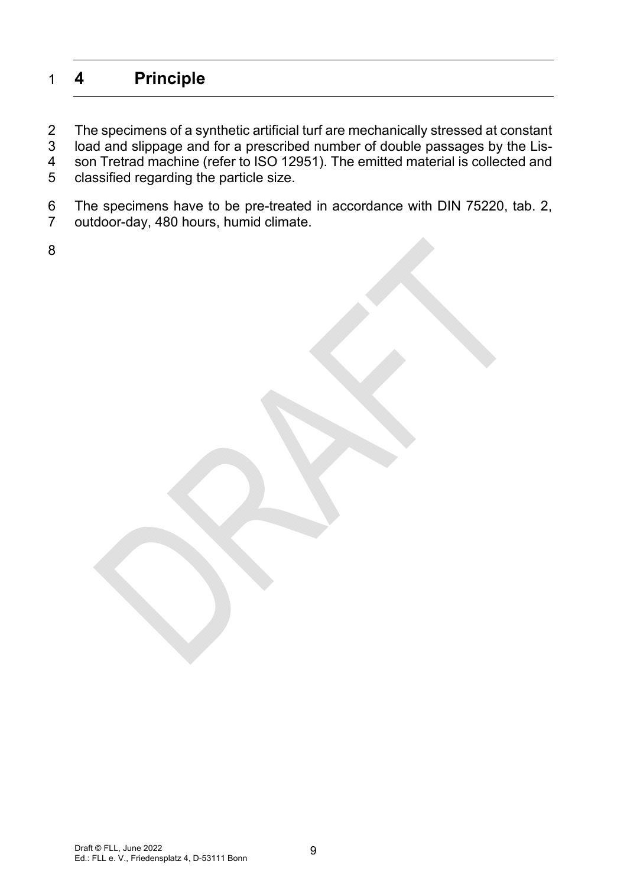# 4 Principle

The specimens of a synthetic artificial turf are mechanically stressed at constant load and slippage and for a prescribed number of double passages by the Lisson Tretrad machine (refer to ISO 12951). The emitted material is collected and classified regarding the particle size.

The specimens have to be pre-treated in accordance with DIN 75220, tab. 2, outdoor-day, 480 hours, humid climate.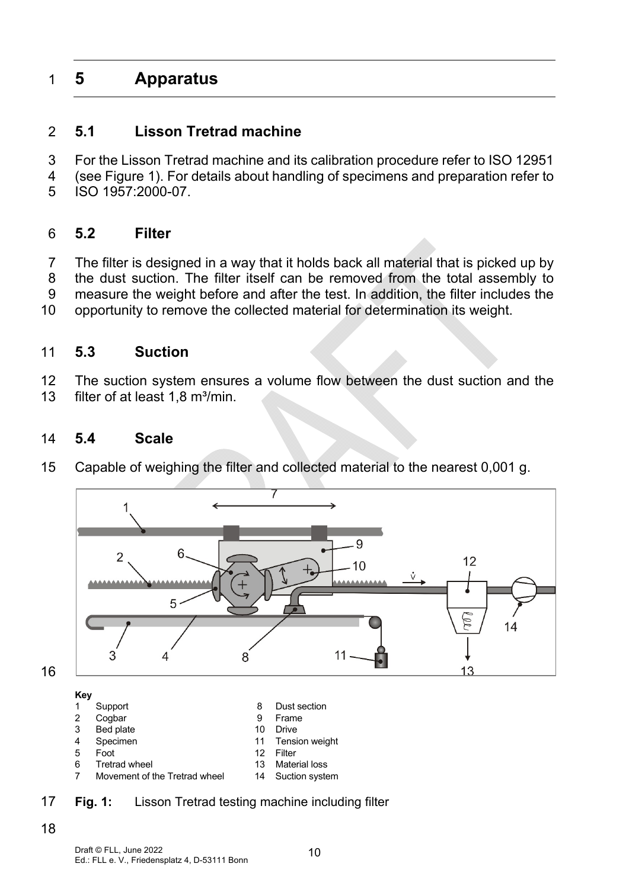# 5 Apparatus

## 5.1 Lisson Tretrad machine

For the Lisson Tretrad machine and its calibration procedure refer to ISO 12951 (see Figure 1). For details about handling of specimens and preparation refer to ISO 1957:2000-07.

## 5.2 Filter

The filter is designed in a way that it holds back all material that is picked up by the dust suction. The filter itself can be removed from the total assembly to measure the weight before and after the test. In addition, the filter includes the opportunity to remove the collected material for determination its weight.

## 5.3 Suction

The suction system ensures a volume flow between the dust suction and the filter of at least 1,8 m³/min.

## 5.4 Scale

Capable of weighing the filter and collected material to the nearest 0,001 g.

**Key**

| | | | |
|---|---|---|---|
| 1 | Support | 8 | Dust section |
| 2 | Cogbar | 9 | Frame |
| 3 | Bed plate | 10 | Drive |
| 4 | Specimen | 11 | Tension weight |
| 5 | Foot | 12 | Filter |
| 6 | Tretrad wheel | 13 | Material loss |
| 7 | Movement of the Tretrad wheel | 14 | Suction system |

**Fig. 1:** Lisson Tretrad testing machine including filter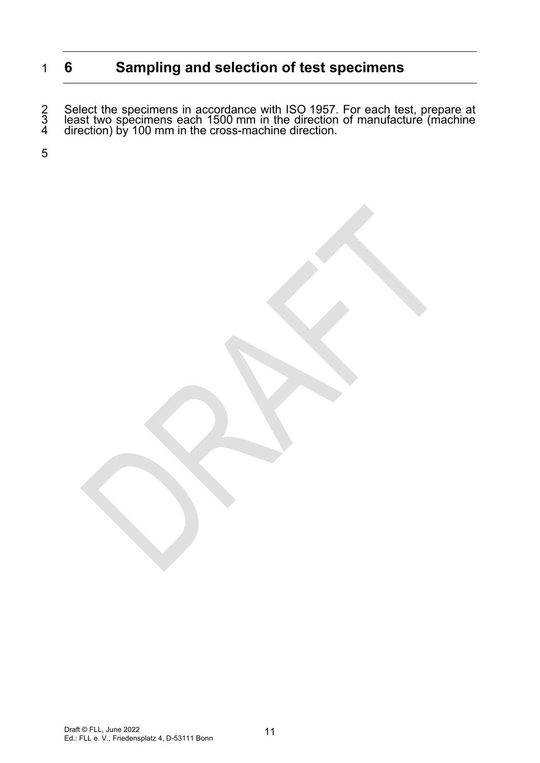# 6 Sampling and selection of test specimens

Select the specimens in accordance with ISO 1957. For each test, prepare at least two specimens each 1500 mm in the direction of manufacture (machine direction) by 100 mm in the cross-machine direction.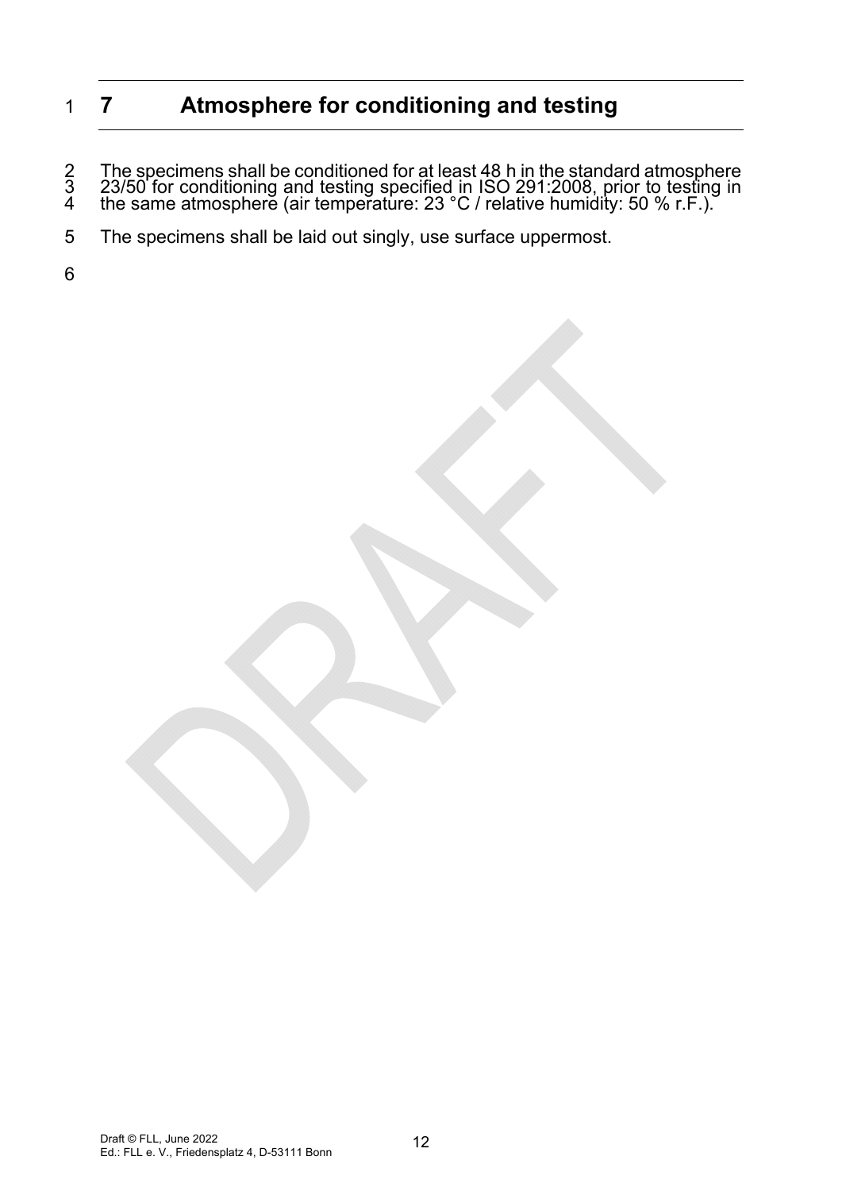# 7 Atmosphere for conditioning and testing

The specimens shall be conditioned for at least 48 h in the standard atmosphere 23/50 for conditioning and testing specified in ISO 291:2008, prior to testing in the same atmosphere (air temperature: 23 °C / relative humidity: 50 % r.F.).

The specimens shall be laid out singly, use surface uppermost.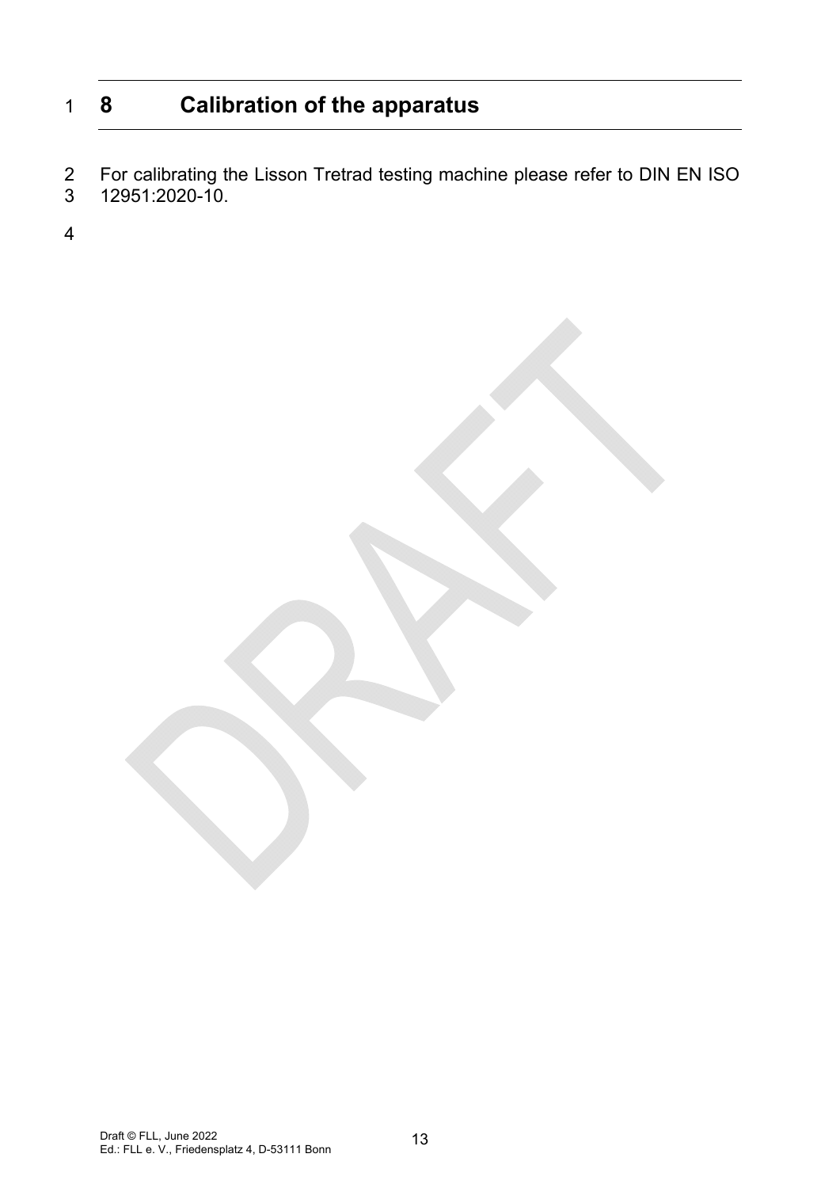# 8 Calibration of the apparatus

For calibrating the Lisson Tretrad testing machine please refer to DIN EN ISO 12951:2020-10.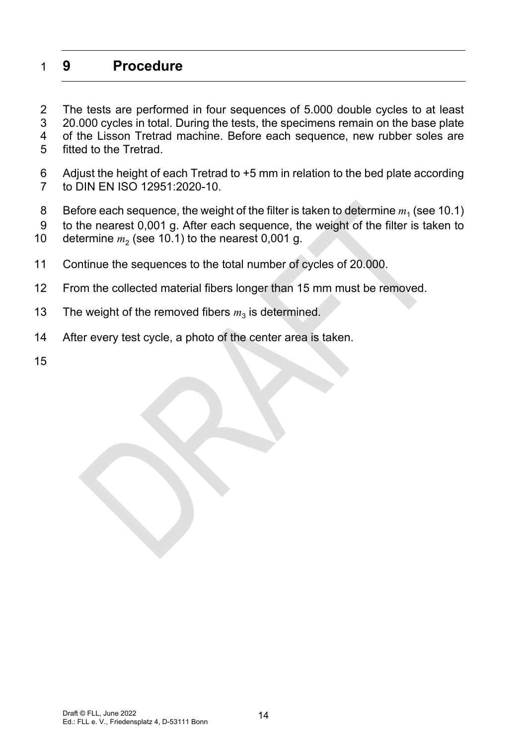# 9 Procedure

The tests are performed in four sequences of 5.000 double cycles to at least 20.000 cycles in total. During the tests, the specimens remain on the base plate of the Lisson Tretrad machine. Before each sequence, new rubber soles are fitted to the Tretrad.

Adjust the height of each Tretrad to +5 mm in relation to the bed plate according to DIN EN ISO 12951:2020-10.

Before each sequence, the weight of the filter is taken to determine $m_1$ (see 10.1) to the nearest 0,001 g. After each sequence, the weight of the filter is taken to determine $m_2$ (see 10.1) to the nearest 0,001 g.

Continue the sequences to the total number of cycles of 20.000.

From the collected material fibers longer than 15 mm must be removed.

The weight of the removed fibers $m_3$ is determined.

After every test cycle, a photo of the center area is taken.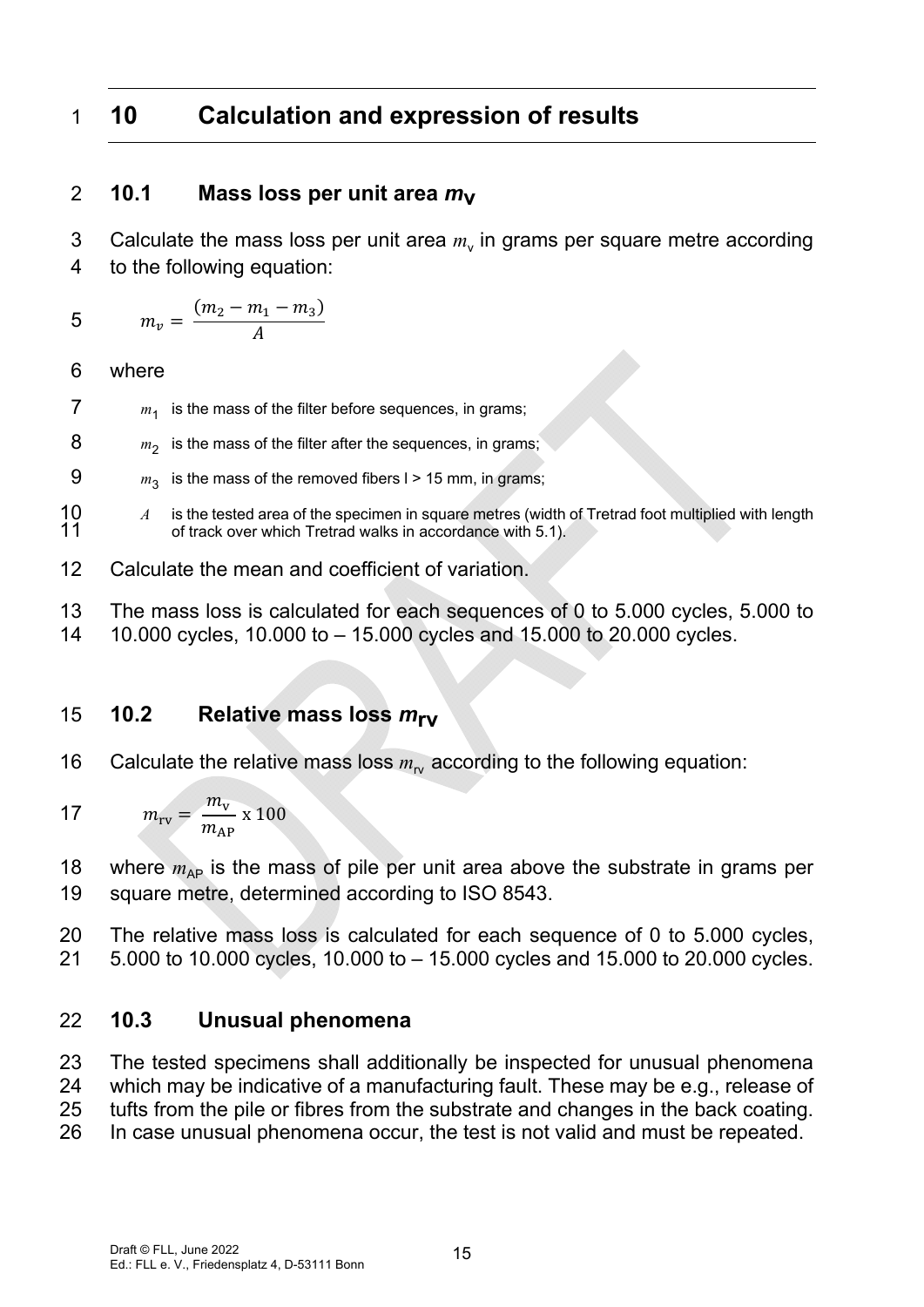# 10 Calculation and expression of results

## 10.1 Mass loss per unit area $m_V$

Calculate the mass loss per unit area $m_v$ in grams per square metre according to the following equation:

$$m_v = \frac{(m_2 - m_1 - m_3)}{A}$$

where

- $m_1$ is the mass of the filter before sequences, in grams;
- $m_2$ is the mass of the filter after the sequences, in grams;
- $m_3$ is the mass of the removed fibers l > 15 mm, in grams;
- $A$ is the tested area of the specimen in square metres (width of Tretrad foot multiplied with length of track over which Tretrad walks in accordance with 5.1).

Calculate the mean and coefficient of variation.

The mass loss is calculated for each sequences of 0 to 5.000 cycles, 5.000 to 10.000 cycles, 10.000 to – 15.000 cycles and 15.000 to 20.000 cycles.

## 10.2 Relative mass loss $m_{rv}$

Calculate the relative mass loss $m_{rv}$ according to the following equation:

$$m_{rv} = \frac{m_v}{m_{AP}} \text{ x } 100$$

where $m_{AP}$ is the mass of pile per unit area above the substrate in grams per square metre, determined according to ISO 8543.

The relative mass loss is calculated for each sequence of 0 to 5.000 cycles, 5.000 to 10.000 cycles, 10.000 to – 15.000 cycles and 15.000 to 20.000 cycles.

## 10.3 Unusual phenomena

The tested specimens shall additionally be inspected for unusual phenomena which may be indicative of a manufacturing fault. These may be e.g., release of tufts from the pile or fibres from the substrate and changes in the back coating. In case unusual phenomena occur, the test is not valid and must be repeated.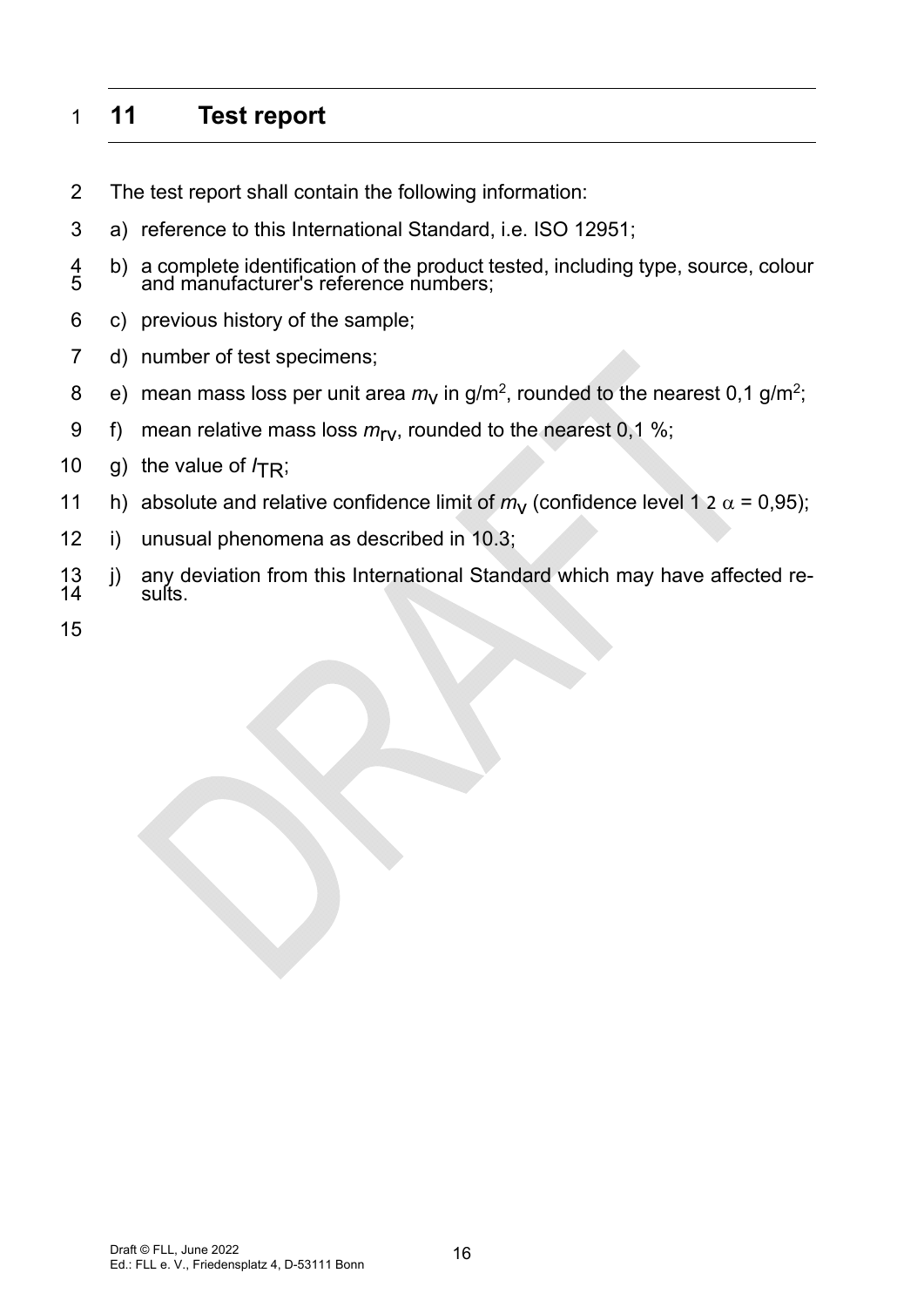# 11 Test report

The test report shall contain the following information:

a) reference to this International Standard, i.e. ISO 12951;

b) a complete identification of the product tested, including type, source, colour and manufacturer's reference numbers;

c) previous history of the sample;

d) number of test specimens;

e) mean mass loss per unit area $m_V$ in $g/m^2$, rounded to the nearest 0,1 $g/m^2$;

f) mean relative mass loss $m_{rV}$, rounded to the nearest 0,1 %;

g) the value of $I_{TR}$;

h) absolute and relative confidence limit of $m_V$ (confidence level 1 2 $\alpha$ = 0,95);

i) unusual phenomena as described in 10.3;

j) any deviation from this International Standard which may have affected results.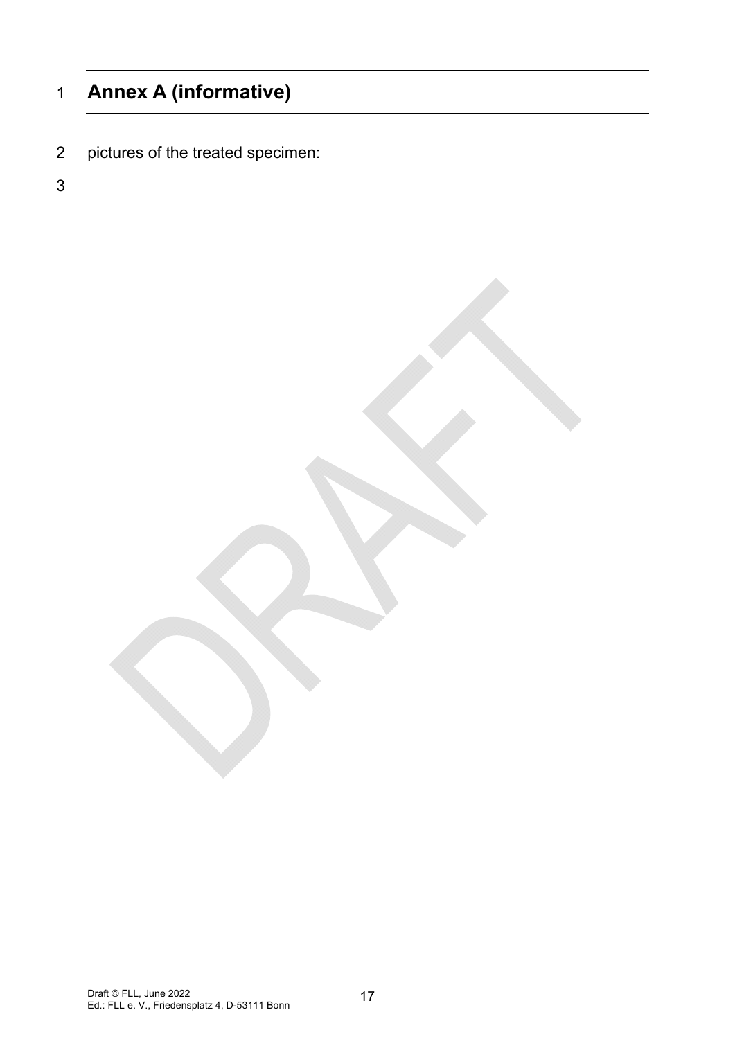# Annex A (informative)

pictures of the treated specimen: